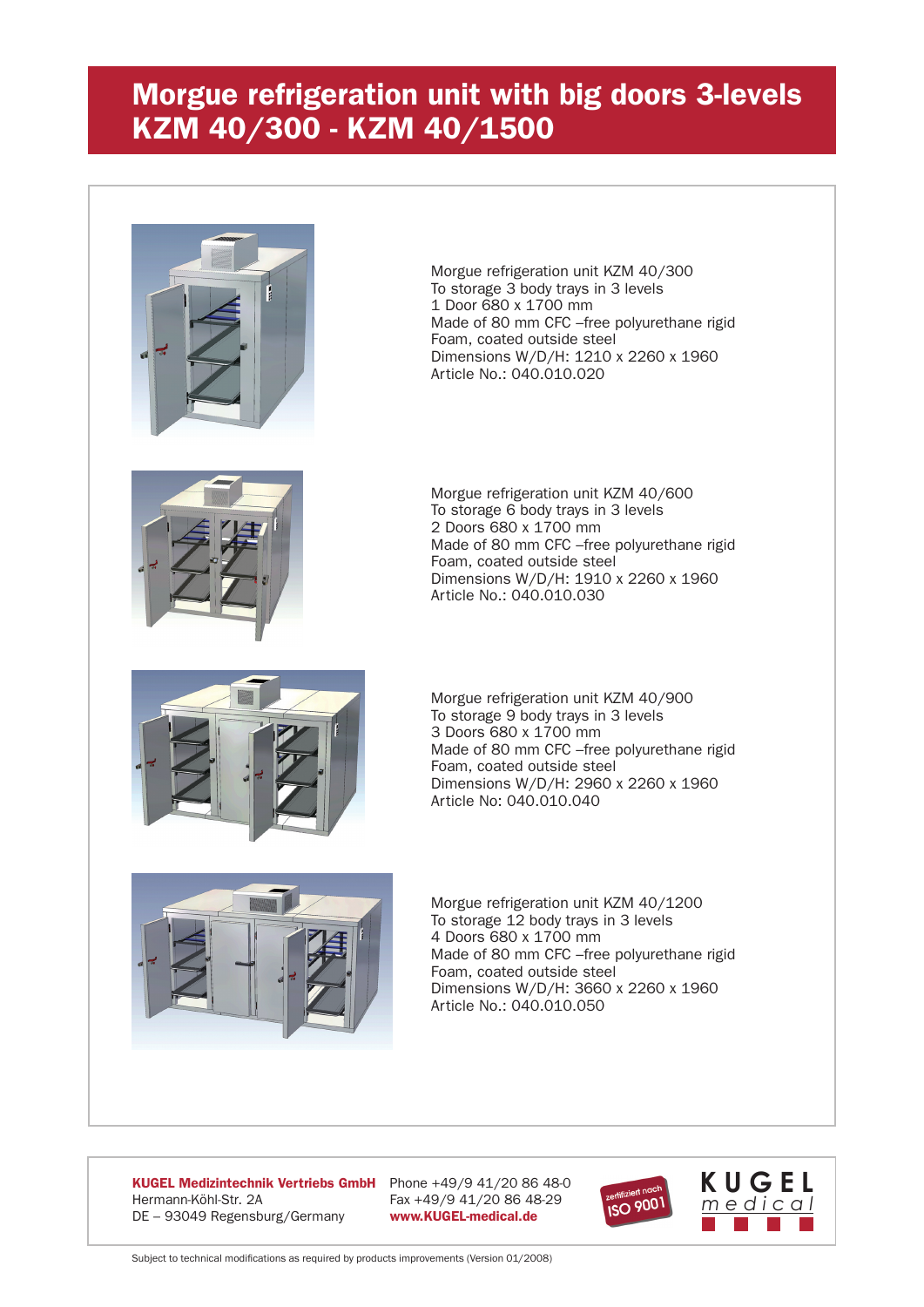# Morgue refrigeration unit with big doors 3-levels KZM 40/300 - KZM 40/1500

Morgue refrigeration unit KZM 40/300
To storage 3 body trays in 3 levels
1 Door 680 x 1700 mm
Made of 80 mm CFC –free polyurethane rigid
Foam, coated outside steel
Dimensions W/D/H: 1210 x 2260 x 1960
Article No.: 040.010.020

Morgue refrigeration unit KZM 40/600
To storage 6 body trays in 3 levels
2 Doors 680 x 1700 mm
Made of 80 mm CFC –free polyurethane rigid
Foam, coated outside steel
Dimensions W/D/H: 1910 x 2260 x 1960
Article No.: 040.010.030

Morgue refrigeration unit KZM 40/900
To storage 9 body trays in 3 levels
3 Doors 680 x 1700 mm
Made of 80 mm CFC –free polyurethane rigid
Foam, coated outside steel
Dimensions W/D/H: 2960 x 2260 x 1960
Article No: 040.010.040

Morgue refrigeration unit KZM 40/1200
To storage 12 body trays in 3 levels
4 Doors 680 x 1700 mm
Made of 80 mm CFC –free polyurethane rigid
Foam, coated outside steel
Dimensions W/D/H: 3660 x 2260 x 1960
Article No.: 040.010.050

**KUGEL Medizintechnik Vertriebs GmbH**
Hermann-Köhl-Str. 2A
DE – 93049 Regensburg/Germany

Phone +49/9 41/20 86 48-0
Fax +49/9 41/20 86 48-29
**www.KUGEL-medical.de**

zertifiziert nach ISO 9001

KUGEL medical

Subject to technical modifications as required by products improvements (Version 01/2008)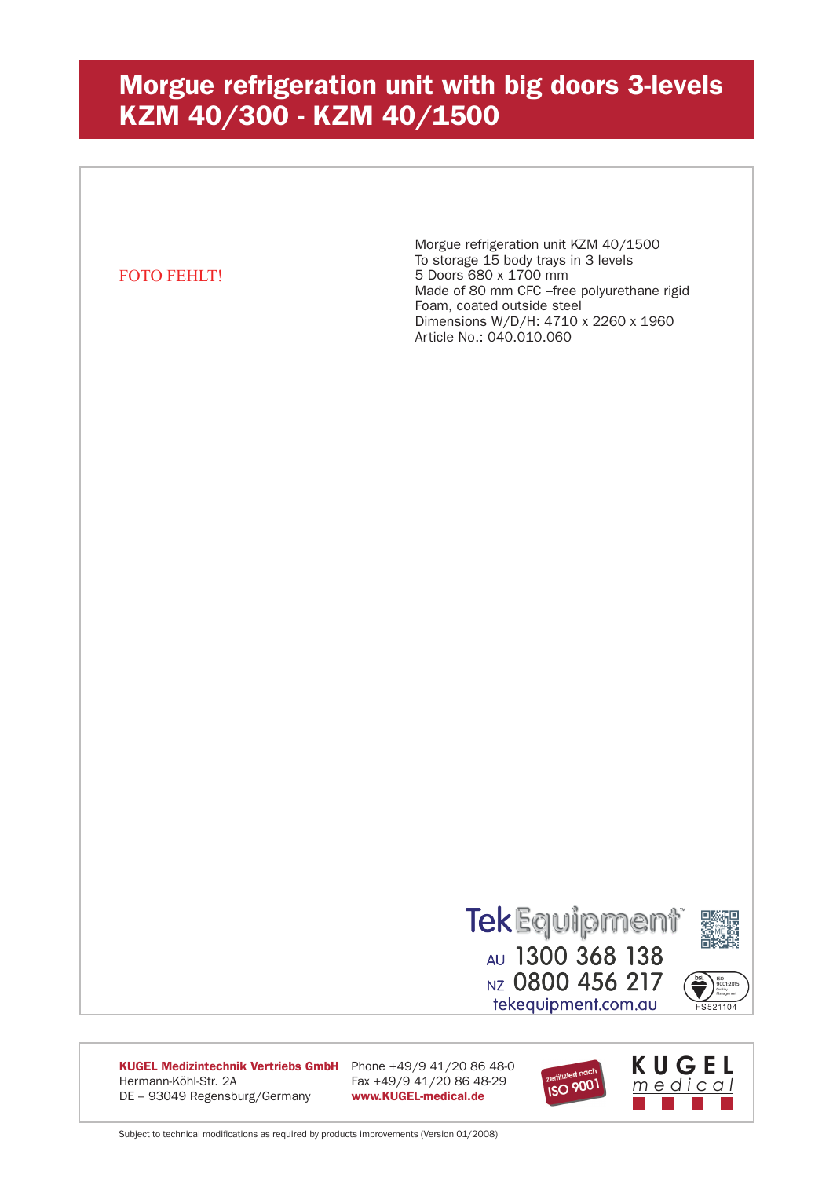# Morgue refrigeration unit with big doors 3-levels KZM 40/300 - KZM 40/1500

FOTO FEHLT!

Morgue refrigeration unit KZM 40/1500
To storage 15 body trays in 3 levels
5 Doors 680 x 1700 mm
Made of 80 mm CFC –free polyurethane rigid
Foam, coated outside steel
Dimensions W/D/H: 4710 x 2260 x 1960
Article No.: 040.010.060

TekEquipment
AU 1300 368 138
NZ 0800 456 217
tekequipment.com.au

FS521104

**KUGEL Medizintechnik Vertriebs GmbH**
Hermann-Köhl-Str. 2A
DE – 93049 Regensburg/Germany

Phone +49/9 41/20 86 48-0
Fax +49/9 41/20 86 48-29
**www.KUGEL-medical.de**

zertifiziert nach ISO 9001

KUGEL medical

Subject to technical modifications as required by products improvements (Version 01/2008)